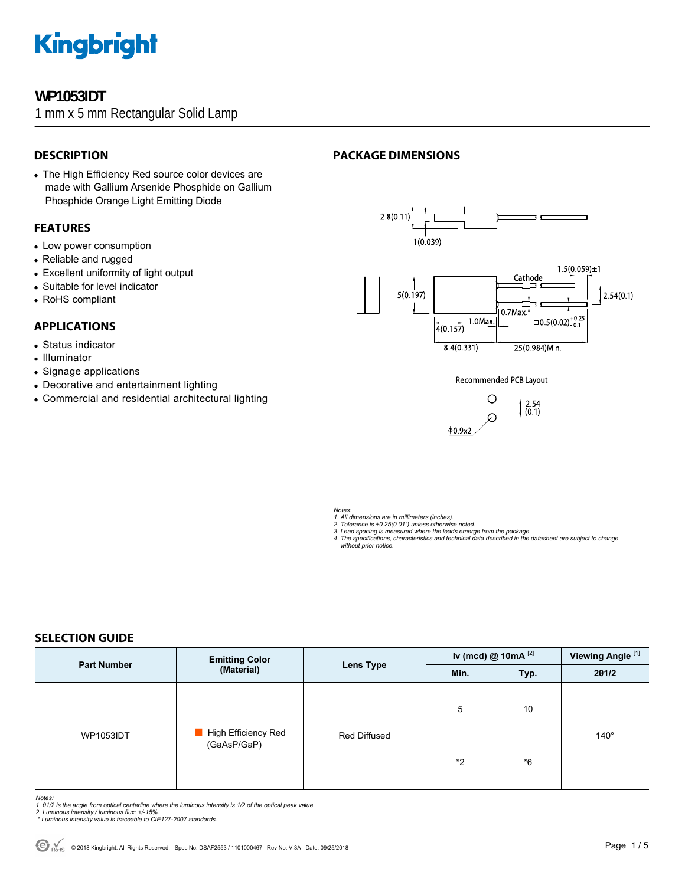# WP1053IDT

1 mm x 5 mm Rectangular Solid Lamp

## DESCRIPTION

- The High Efficiency Red source color devices are made with Gallium Arsenide Phosphide on Gallium Phosphide Orange Light Emitting Diode

## FEATURES

- Low power consumption
- Reliable and rugged
- Excellent uniformity of light output
- Suitable for level indicator
- RoHS compliant

## APPLICATIONS

- Status indicator
- Illuminator
- Signage applications
- Decorative and entertainment lighting
- Commercial and residential architectural lighting

## PACKAGE DIMENSIONS

2.8(0.11)

1(0.039)

1.5(0.059)±1

Cathode

5(0.197)

2.54(0.1)

0.7Max.

1.0Max.

□0.5(0.02) $^{+0.25}_{-0.1}$

4(0.157)

8.4(0.331)

25(0.984)Min.

Recommended PCB Layout

2.54 (0.1)

φ0.9x2

*Notes:*
*1. All dimensions are in millimeters (inches).*
*2. Tolerance is ±0.25(0.01") unless otherwise noted.*
*3. Lead spacing is measured where the leads emerge from the package.*
*4. The specifications, characteristics and technical data described in the datasheet are subject to change without prior notice.*

## SELECTION GUIDE

| Part Number | Emitting Color (Material) | Lens Type | Iv (mcd) @ 10mA [2] | | Viewing Angle [1] |
|---|---|---|---|---|---|
| | | | Min. | Typ. | 2θ1/2 |
| WP1053IDT | High Efficiency Red (GaAsP/GaP) | Red Diffused | 5 | 10 | 140° |
| | | | *2 | *6 | |

*Notes:*
*1. θ1/2 is the angle from optical centerline where the luminous intensity is 1/2 of the optical peak value.*
*2. Luminous intensity / luminous flux: +/-15%.*
*\* Luminous intensity value is traceable to CIE127-2007 standards.*

© 2018 Kingbright. All Rights Reserved. Spec No: DSAF2553 / 1101000467 Rev No: V.3A Date: 09/25/2018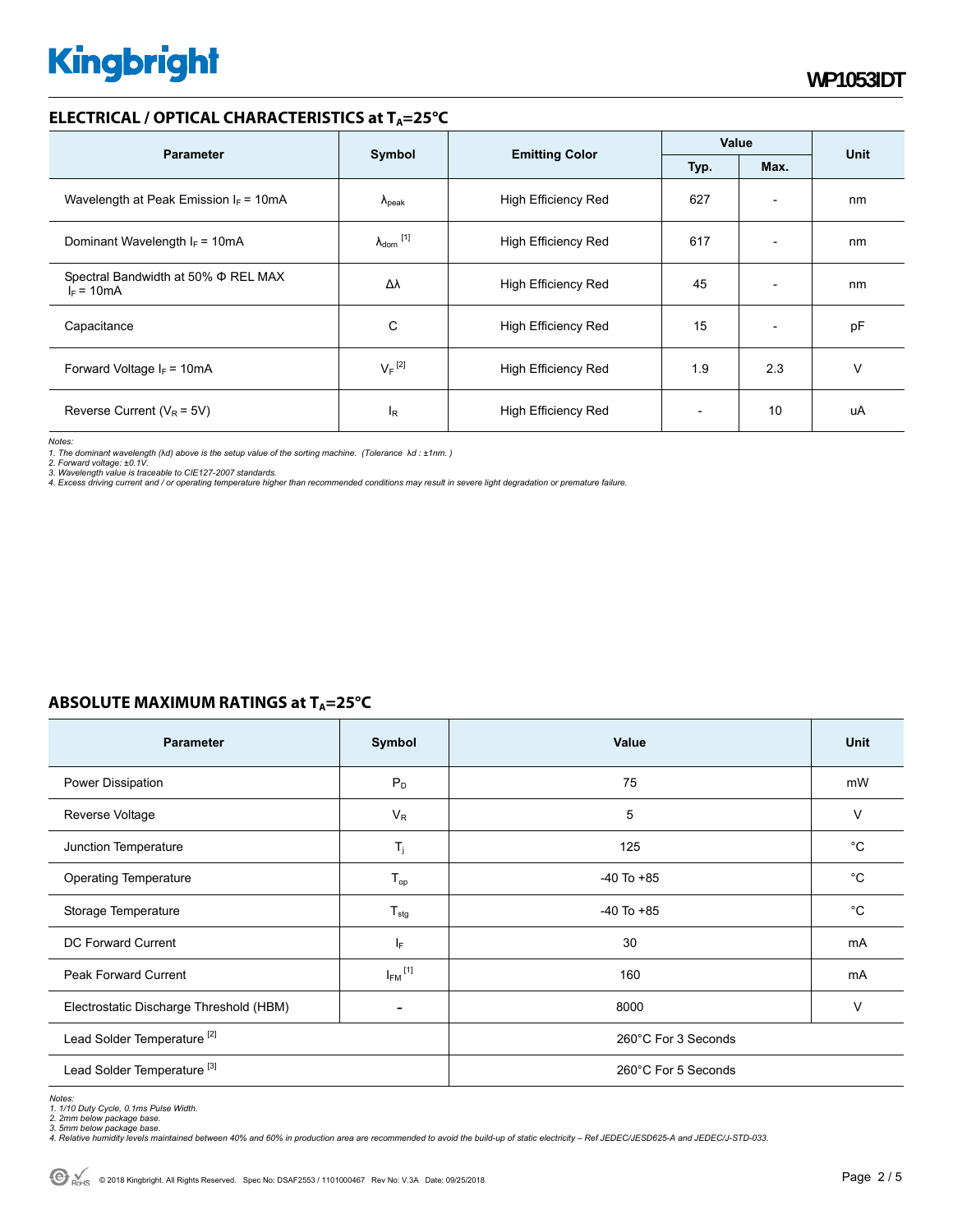## ELECTRICAL / OPTICAL CHARACTERISTICS at $T_A$=25°C

| Parameter | Symbol | Emitting Color | Value | | Unit |
|---|---|---|---|---|---|
| | | | Typ. | Max. | |
| Wavelength at Peak Emission $I_F$ = 10mA | $\lambda_{peak}$ | High Efficiency Red | 627 | - | nm |
| Dominant Wavelength $I_F$ = 10mA | $\lambda_{dom}$ [1] | High Efficiency Red | 617 | - | nm |
| Spectral Bandwidth at 50% Φ REL MAX $I_F$ = 10mA | Δλ | High Efficiency Red | 45 | - | nm |
| Capacitance | C | High Efficiency Red | 15 | - | pF |
| Forward Voltage $I_F$ = 10mA | $V_F$ [2] | High Efficiency Red | 1.9 | 2.3 | V |
| Reverse Current ($V_R$ = 5V) | $I_R$ | High Efficiency Red | - | 10 | uA |

*Notes:*
*1. The dominant wavelength (λd) above is the setup value of the sorting machine. (Tolerance λd : ±1nm. )*
*2. Forward voltage: ±0.1V.*
*3. Wavelength value is traceable to CIE127-2007 standards.*
*4. Excess driving current and / or operating temperature higher than recommended conditions may result in severe light degradation or premature failure.*

## ABSOLUTE MAXIMUM RATINGS at $T_A$=25°C

| Parameter | Symbol | Value | Unit |
|---|---|---|---|
| Power Dissipation | $P_D$ | 75 | mW |
| Reverse Voltage | $V_R$ | 5 | V |
| Junction Temperature | $T_j$ | 125 | °C |
| Operating Temperature | $T_{op}$ | -40 To +85 | °C |
| Storage Temperature | $T_{stg}$ | -40 To +85 | °C |
| DC Forward Current | $I_F$ | 30 | mA |
| Peak Forward Current | $I_{FM}$ [1] | 160 | mA |
| Electrostatic Discharge Threshold (HBM) | - | 8000 | V |
| Lead Solder Temperature [2] | | 260°C For 3 Seconds | |
| Lead Solder Temperature [3] | | 260°C For 5 Seconds | |

*Notes:*
*1. 1/10 Duty Cycle, 0.1ms Pulse Width.*
*2. 2mm below package base.*
*3. 5mm below package base.*
*4. Relative humidity levels maintained between 40% and 60% in production area are recommended to avoid the build-up of static electricity – Ref JEDEC/JESD625-A and JEDEC/J-STD-033.*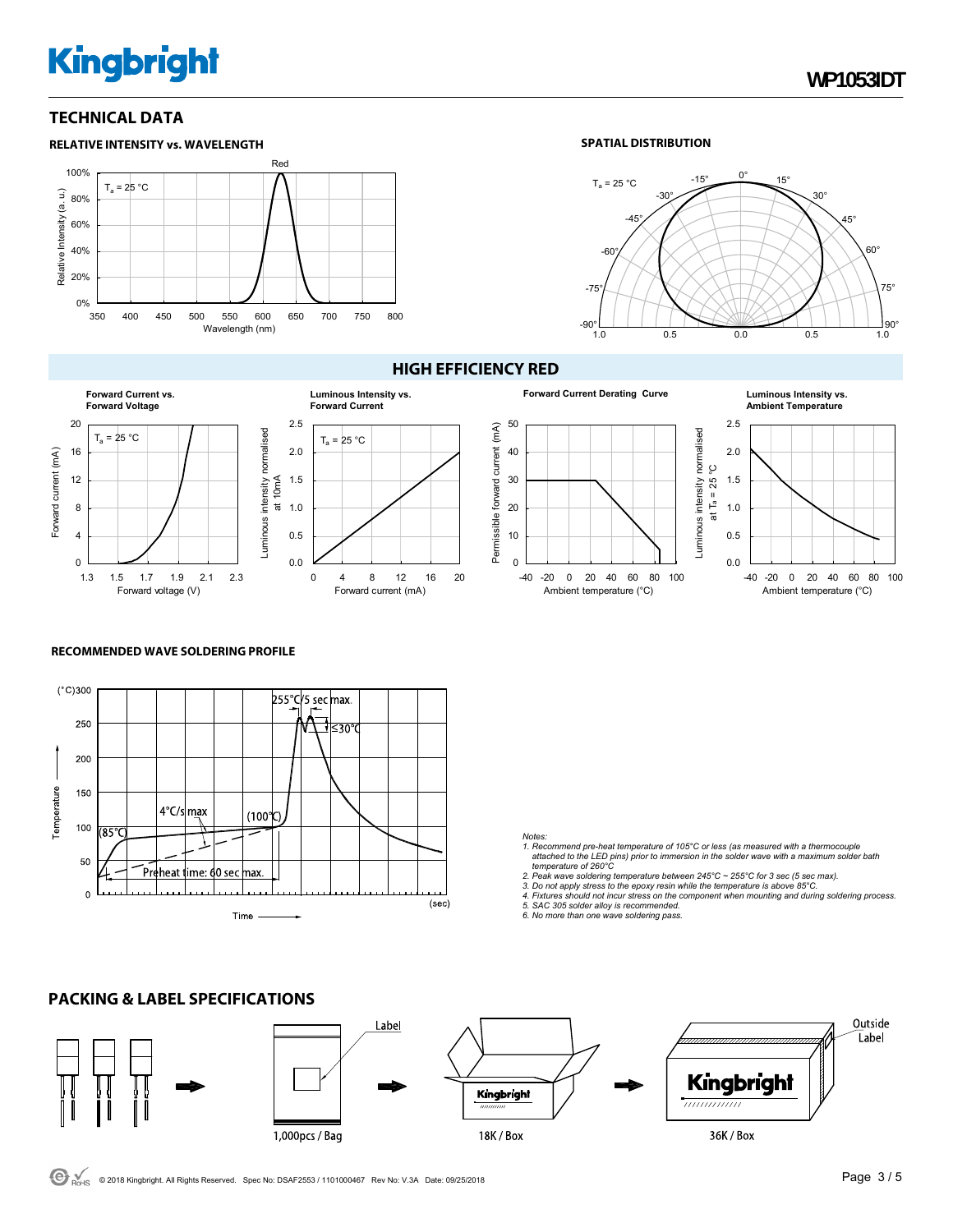## TECHNICAL DATA

### RELATIVE INTENSITY vs. WAVELENGTH

### SPATIAL DISTRIBUTION

## HIGH EFFICIENCY RED

**Forward Current vs. Forward Voltage**

**Luminous Intensity vs. Forward Current**

**Forward Current Derating Curve**

**Luminous Intensity vs. Ambient Temperature**

### RECOMMENDED WAVE SOLDERING PROFILE

*Notes:*
*1. Recommend pre-heat temperature of 105°C or less (as measured with a thermocouple attached to the LED pins) prior to immersion in the solder wave with a maximum solder bath temperature of 260°C*
*2. Peak wave soldering temperature between 245°C ~ 255°C for 3 sec (5 sec max).*
*3. Do not apply stress to the epoxy resin while the temperature is above 85°C.*
*4. Fixtures should not incur stress on the component when mounting and during soldering process.*
*5. SAC 305 solder alloy is recommended.*
*6. No more than one wave soldering pass.*

## PACKING & LABEL SPECIFICATIONS

1,000pcs / Bag → 18K / Box → 36K / Box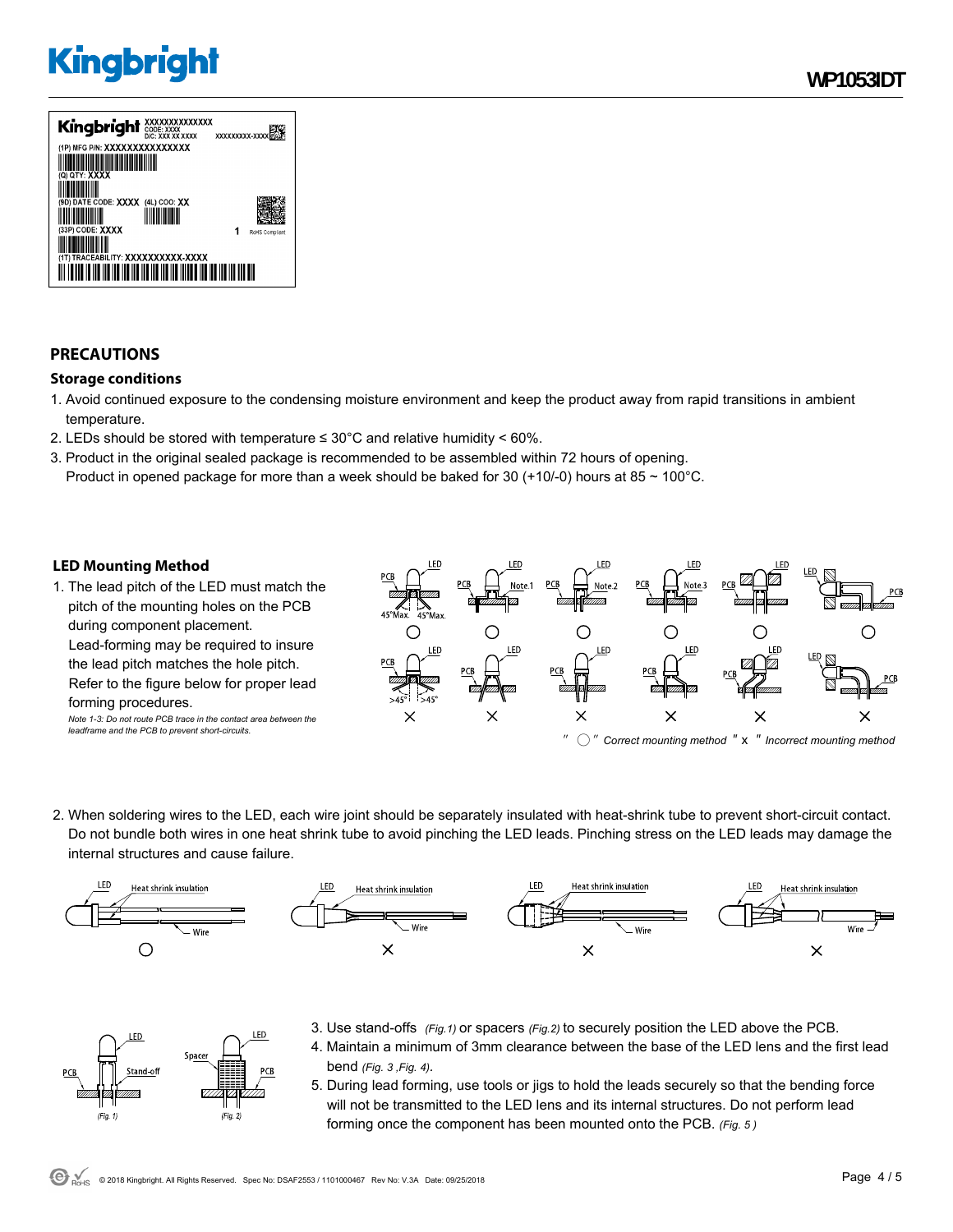## PRECAUTIONS

### Storage conditions

1. Avoid continued exposure to the condensing moisture environment and keep the product away from rapid transitions in ambient temperature.
2. LEDs should be stored with temperature ≤ 30°C and relative humidity < 60%.
3. Product in the original sealed package is recommended to be assembled within 72 hours of opening.
   Product in opened package for more than a week should be baked for 30 (+10/-0) hours at 85 ~ 100°C.

### LED Mounting Method

1. The lead pitch of the LED must match the pitch of the mounting holes on the PCB during component placement.
   Lead-forming may be required to insure the lead pitch matches the hole pitch.
   Refer to the figure below for proper lead forming procedures.
   *Note 1-3: Do not route PCB trace in the contact area between the leadframe and the PCB to prevent short-circuits.*

*" ○ " Correct mounting method " x " Incorrect mounting method*

2. When soldering wires to the LED, each wire joint should be separately insulated with heat-shrink tube to prevent short-circuit contact. Do not bundle both wires in one heat shrink tube to avoid pinching the LED leads. Pinching stress on the LED leads may damage the internal structures and cause failure.

3. Use stand-offs *(Fig.1)* or spacers *(Fig.2)* to securely position the LED above the PCB.
4. Maintain a minimum of 3mm clearance between the base of the LED lens and the first lead bend *(Fig. 3 ,Fig. 4)*.
5. During lead forming, use tools or jigs to hold the leads securely so that the bending force will not be transmitted to the LED lens and its internal structures. Do not perform lead forming once the component has been mounted onto the PCB. *(Fig. 5 )*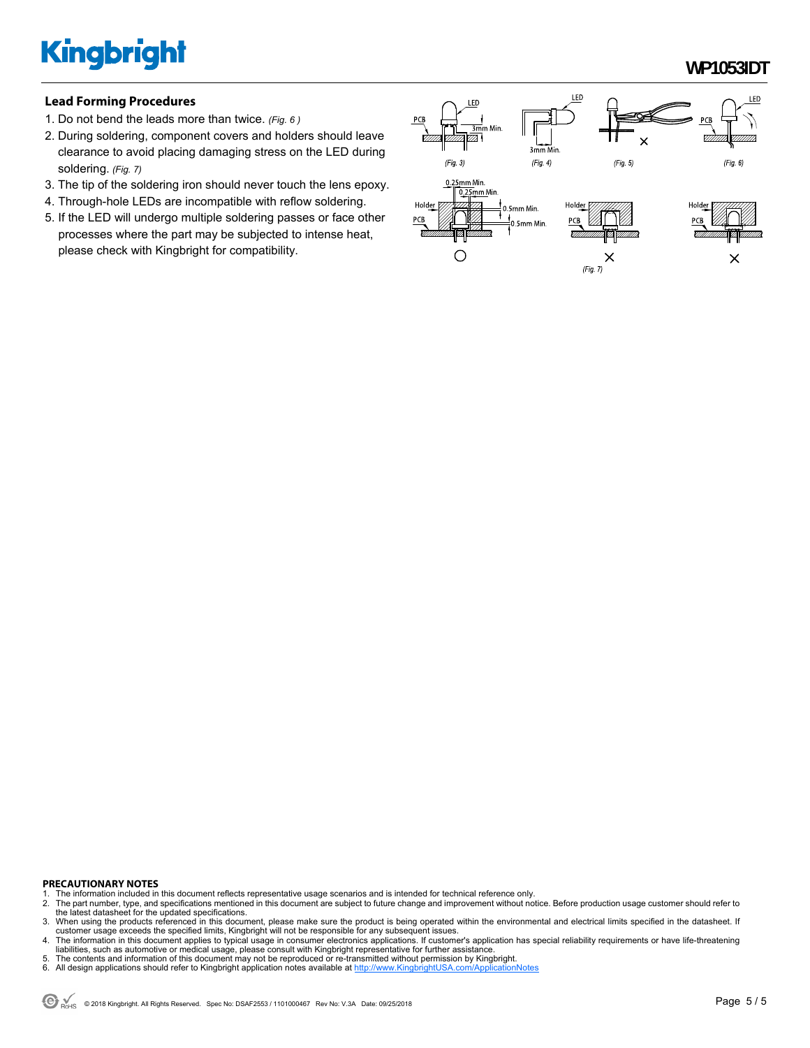## Lead Forming Procedures

1. Do not bend the leads more than twice. *(Fig. 6 )*
2. During soldering, component covers and holders should leave clearance to avoid placing damaging stress on the LED during soldering. *(Fig. 7)*
3. The tip of the soldering iron should never touch the lens epoxy.
4. Through-hole LEDs are incompatible with reflow soldering.
5. If the LED will undergo multiple soldering passes or face other processes where the part may be subjected to intense heat, please check with Kingbright for compatibility.

LED PCB 3mm Min. *(Fig. 3)*

LED 3mm Min. *(Fig. 4)*

*(Fig. 5)*

LED PCB *(Fig. 6)*

0.25mm Min. 0.25mm Min. Holder PCB 0.5mm Min. 0.5mm Min.

Holder PCB

Holder PCB

*(Fig. 7)*

**PRECAUTIONARY NOTES**

1. The information included in this document reflects representative usage scenarios and is intended for technical reference only.
2. The part number, type, and specifications mentioned in this document are subject to future change and improvement without notice. Before production usage customer should refer to the latest datasheet for the updated specifications.
3. When using the products referenced in this document, please make sure the product is being operated within the environmental and electrical limits specified in the datasheet. If customer usage exceeds the specified limits, Kingbright will not be responsible for any subsequent issues.
4. The information in this document applies to typical usage in consumer electronics applications. If customer's application has special reliability requirements or have life-threatening liabilities, such as automotive or medical usage, please consult with Kingbright representative for further assistance.
5. The contents and information of this document may not be reproduced or re-transmitted without permission by Kingbright.
6. All design applications should refer to Kingbright application notes available at http://www.KingbrightUSA.com/ApplicationNotes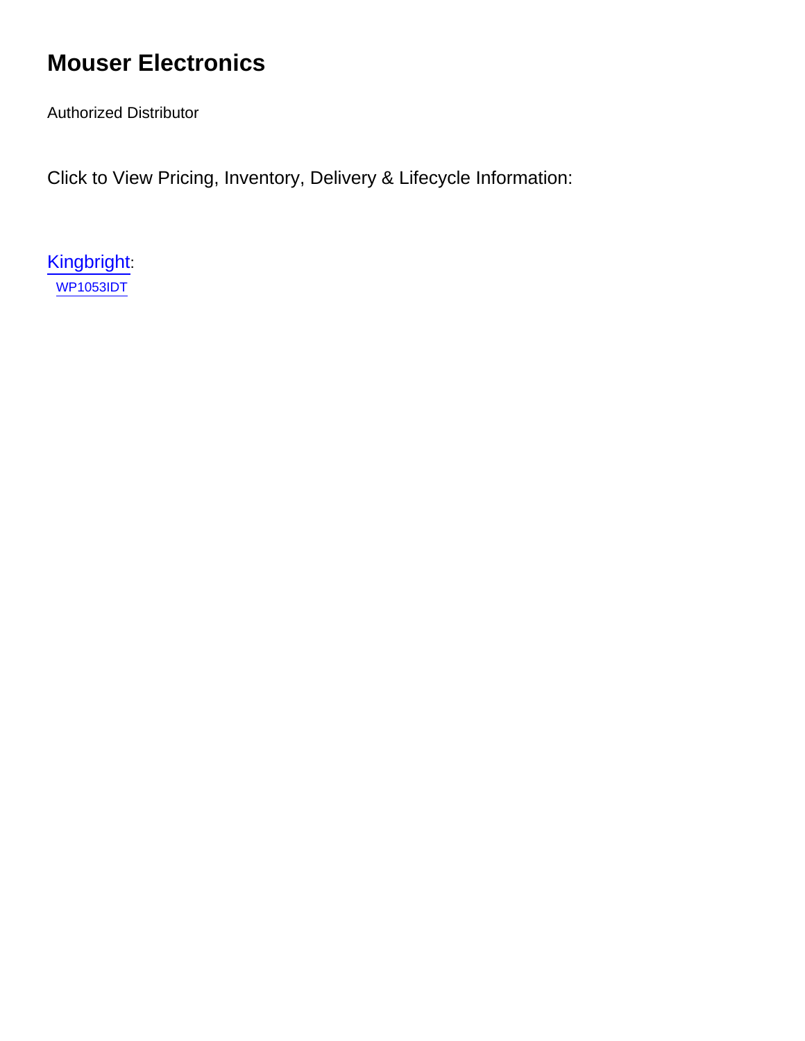# Mouser Electronics

Authorized Distributor

Click to View Pricing, Inventory, Delivery & Lifecycle Information:

Kingbright:

WP1053IDT